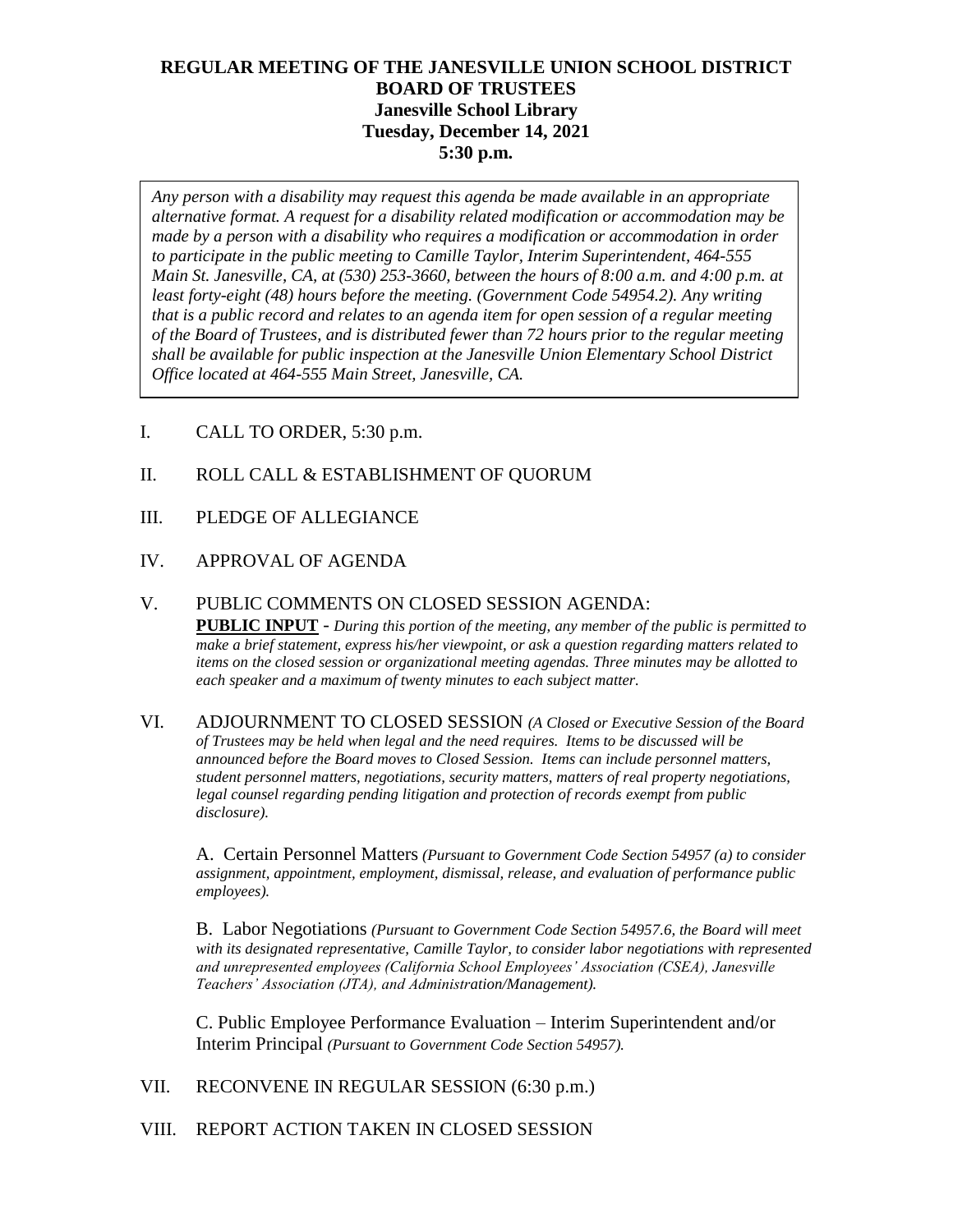# REGULAR MEETING OF THE JANESVILLE UNION SCHOOL DISTRICT
## BOARD OF TRUSTEES
**Janesville School Library**
**Tuesday, December 14, 2021**
**5:30 p.m.**

*Any person with a disability may request this agenda be made available in an appropriate alternative format. A request for a disability related modification or accommodation may be made by a person with a disability who requires a modification or accommodation in order to participate in the public meeting to Camille Taylor, Interim Superintendent, 464-555 Main St. Janesville, CA, at (530) 253-3660, between the hours of 8:00 a.m. and 4:00 p.m. at least forty-eight (48) hours before the meeting. (Government Code 54954.2). Any writing that is a public record and relates to an agenda item for open session of a regular meeting of the Board of Trustees, and is distributed fewer than 72 hours prior to the regular meeting shall be available for public inspection at the Janesville Union Elementary School District Office located at 464-555 Main Street, Janesville, CA.*

I. CALL TO ORDER, 5:30 p.m.

II. ROLL CALL & ESTABLISHMENT OF QUORUM

III. PLEDGE OF ALLEGIANCE

IV. APPROVAL OF AGENDA

V. PUBLIC COMMENTS ON CLOSED SESSION AGENDA:
**PUBLIC INPUT** - *During this portion of the meeting, any member of the public is permitted to make a brief statement, express his/her viewpoint, or ask a question regarding matters related to items on the closed session or organizational meeting agendas. Three minutes may be allotted to each speaker and a maximum of twenty minutes to each subject matter.*

VI. ADJOURNMENT TO CLOSED SESSION *(A Closed or Executive Session of the Board of Trustees may be held when legal and the need requires. Items to be discussed will be announced before the Board moves to Closed Session. Items can include personnel matters, student personnel matters, negotiations, security matters, matters of real property negotiations, legal counsel regarding pending litigation and protection of records exempt from public disclosure).*

A. Certain Personnel Matters *(Pursuant to Government Code Section 54957 (a) to consider assignment, appointment, employment, dismissal, release, and evaluation of performance public employees).*

B. Labor Negotiations *(Pursuant to Government Code Section 54957.6, the Board will meet with its designated representative, Camille Taylor, to consider labor negotiations with represented and unrepresented employees (California School Employees' Association (CSEA), Janesville Teachers' Association (JTA), and Administration/Management).*

C. Public Employee Performance Evaluation – Interim Superintendent and/or Interim Principal *(Pursuant to Government Code Section 54957).*

VII. RECONVENE IN REGULAR SESSION (6:30 p.m.)

VIII. REPORT ACTION TAKEN IN CLOSED SESSION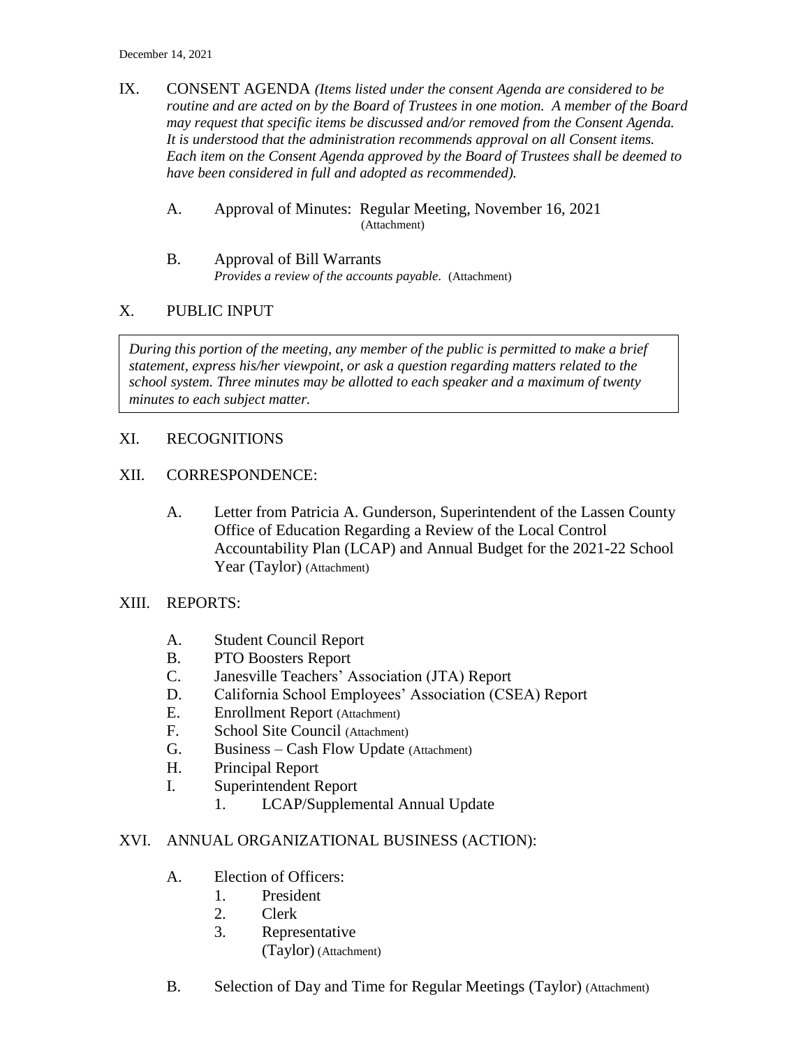IX. CONSENT AGENDA *(Items listed under the consent Agenda are considered to be routine and are acted on by the Board of Trustees in one motion. A member of the Board may request that specific items be discussed and/or removed from the Consent Agenda. It is understood that the administration recommends approval on all Consent items. Each item on the Consent Agenda approved by the Board of Trustees shall be deemed to have been considered in full and adopted as recommended).*

A. Approval of Minutes: Regular Meeting, November 16, 2021 (Attachment)

B. Approval of Bill Warrants
*Provides a review of the accounts payable*. (Attachment)

X. PUBLIC INPUT

*During this portion of the meeting, any member of the public is permitted to make a brief statement, express his/her viewpoint, or ask a question regarding matters related to the school system. Three minutes may be allotted to each speaker and a maximum of twenty minutes to each subject matter.*

XI. RECOGNITIONS

XII. CORRESPONDENCE:

A. Letter from Patricia A. Gunderson, Superintendent of the Lassen County Office of Education Regarding a Review of the Local Control Accountability Plan (LCAP) and Annual Budget for the 2021-22 School Year (Taylor) (Attachment)

XIII. REPORTS:

A. Student Council Report
B. PTO Boosters Report
C. Janesville Teachers' Association (JTA) Report
D. California School Employees' Association (CSEA) Report
E. Enrollment Report (Attachment)
F. School Site Council (Attachment)
G. Business – Cash Flow Update (Attachment)
H. Principal Report
I. Superintendent Report
   1. LCAP/Supplemental Annual Update

XVI. ANNUAL ORGANIZATIONAL BUSINESS (ACTION):

A. Election of Officers:
   1. President
   2. Clerk
   3. Representative
   (Taylor) (Attachment)

B. Selection of Day and Time for Regular Meetings (Taylor) (Attachment)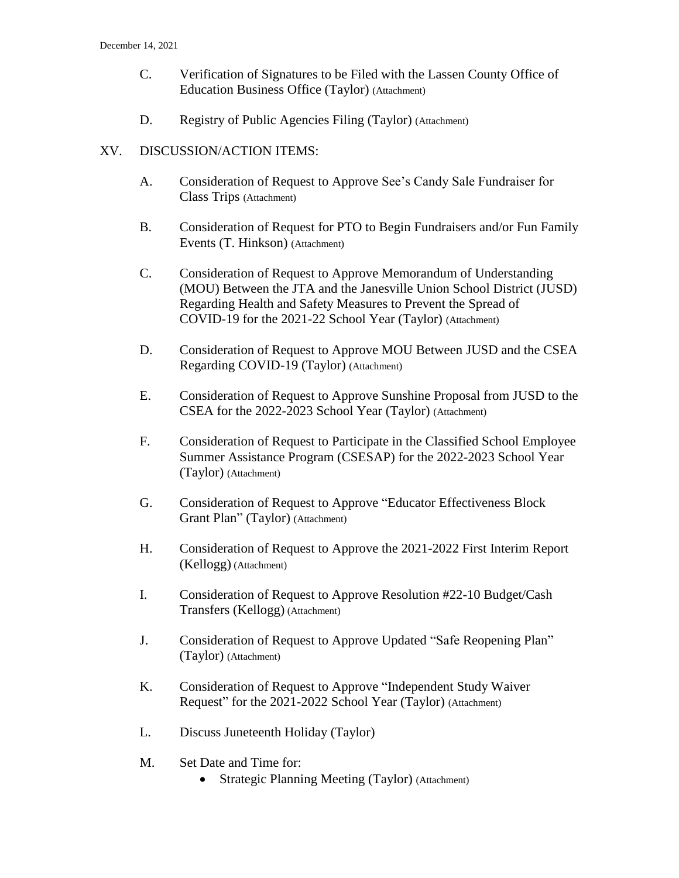C. Verification of Signatures to be Filed with the Lassen County Office of Education Business Office (Taylor) (Attachment)

D. Registry of Public Agencies Filing (Taylor) (Attachment)

## XV. DISCUSSION/ACTION ITEMS:

A. Consideration of Request to Approve See's Candy Sale Fundraiser for Class Trips (Attachment)

B. Consideration of Request for PTO to Begin Fundraisers and/or Fun Family Events (T. Hinkson) (Attachment)

C. Consideration of Request to Approve Memorandum of Understanding (MOU) Between the JTA and the Janesville Union School District (JUSD) Regarding Health and Safety Measures to Prevent the Spread of COVID-19 for the 2021-22 School Year (Taylor) (Attachment)

D. Consideration of Request to Approve MOU Between JUSD and the CSEA Regarding COVID-19 (Taylor) (Attachment)

E. Consideration of Request to Approve Sunshine Proposal from JUSD to the CSEA for the 2022-2023 School Year (Taylor) (Attachment)

F. Consideration of Request to Participate in the Classified School Employee Summer Assistance Program (CSESAP) for the 2022-2023 School Year (Taylor) (Attachment)

G. Consideration of Request to Approve "Educator Effectiveness Block Grant Plan" (Taylor) (Attachment)

H. Consideration of Request to Approve the 2021-2022 First Interim Report (Kellogg) (Attachment)

I. Consideration of Request to Approve Resolution #22-10 Budget/Cash Transfers (Kellogg) (Attachment)

J. Consideration of Request to Approve Updated "Safe Reopening Plan" (Taylor) (Attachment)

K. Consideration of Request to Approve "Independent Study Waiver Request" for the 2021-2022 School Year (Taylor) (Attachment)

L. Discuss Juneteenth Holiday (Taylor)

M. Set Date and Time for:

- Strategic Planning Meeting (Taylor) (Attachment)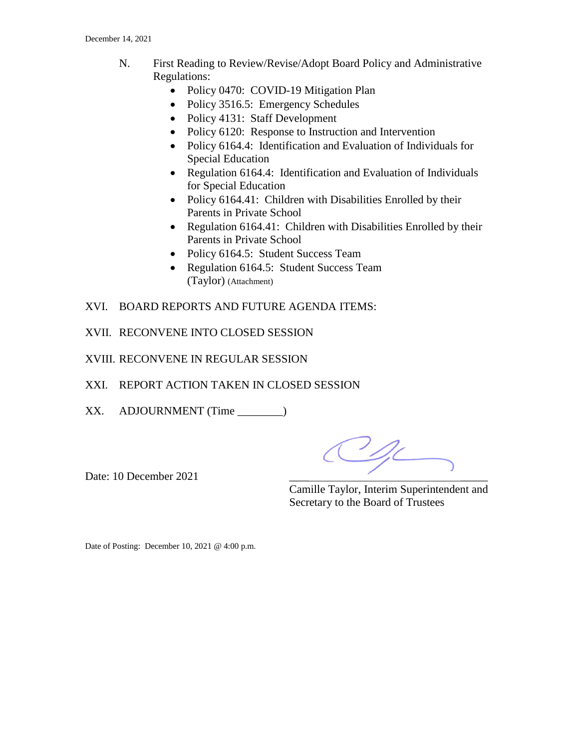N. First Reading to Review/Revise/Adopt Board Policy and Administrative Regulations:
   - Policy 0470: COVID-19 Mitigation Plan
   - Policy 3516.5: Emergency Schedules
   - Policy 4131: Staff Development
   - Policy 6120: Response to Instruction and Intervention
   - Policy 6164.4: Identification and Evaluation of Individuals for Special Education
   - Regulation 6164.4: Identification and Evaluation of Individuals for Special Education
   - Policy 6164.41: Children with Disabilities Enrolled by their Parents in Private School
   - Regulation 6164.41: Children with Disabilities Enrolled by their Parents in Private School
   - Policy 6164.5: Student Success Team
   - Regulation 6164.5: Student Success Team (Taylor) (Attachment)

XVI. BOARD REPORTS AND FUTURE AGENDA ITEMS:

XVII. RECONVENE INTO CLOSED SESSION

XVIII. RECONVENE IN REGULAR SESSION

XXI. REPORT ACTION TAKEN IN CLOSED SESSION

XX. ADJOURNMENT (Time ________)

Date: 10 December 2021

______________________________

Camille Taylor, Interim Superintendent and Secretary to the Board of Trustees

Date of Posting: December 10, 2021 @ 4:00 p.m.